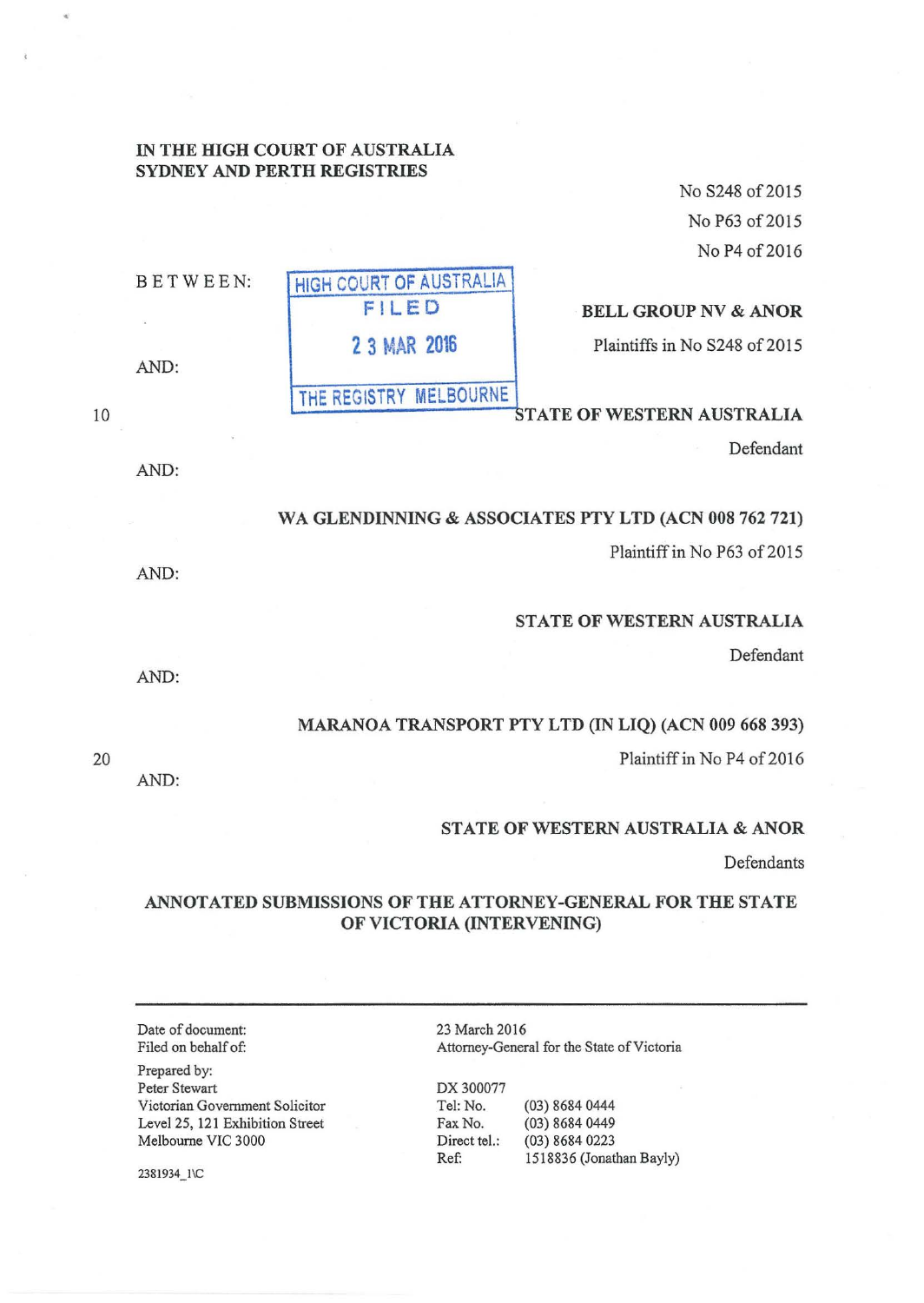IN THE HIGH COURT OF AUSTRALIA
SYDNEY AND PERTH REGISTRIES

No S248 of 2015
No P63 of 2015
No P4 of 2016

HIGH COURT OF AUSTRALIA
FILED
23 MAR 2016
THE REGISTRY MELBOURNE

BETWEEN:

**BELL GROUP NV & ANOR**
Plaintiffs in No S248 of 2015

AND:

**STATE OF WESTERN AUSTRALIA**
Defendant

AND:

**WA GLENDINNING & ASSOCIATES PTY LTD (ACN 008 762 721)**
Plaintiff in No P63 of 2015

AND:

**STATE OF WESTERN AUSTRALIA**
Defendant

AND:

**MARANOA TRANSPORT PTY LTD (IN LIQ) (ACN 009 668 393)**
Plaintiff in No P4 of 2016

AND:

**STATE OF WESTERN AUSTRALIA & ANOR**
Defendants

**ANNOTATED SUBMISSIONS OF THE ATTORNEY-GENERAL FOR THE STATE OF VICTORIA (INTERVENING)**

| | |
|---|---|
| Date of document: | 23 March 2016 |
| Filed on behalf of: | Attorney-General for the State of Victoria |
| Prepared by: | DX 300077 |
| Peter Stewart | Tel: No. (03) 8684 0444 |
| Victorian Government Solicitor | Fax No. (03) 8684 0449 |
| Level 25, 121 Exhibition Street | Direct tel.: (03) 8684 0223 |
| Melbourne VIC 3000 | Ref: 1518836 (Jonathan Bayly) |

2381934_1\C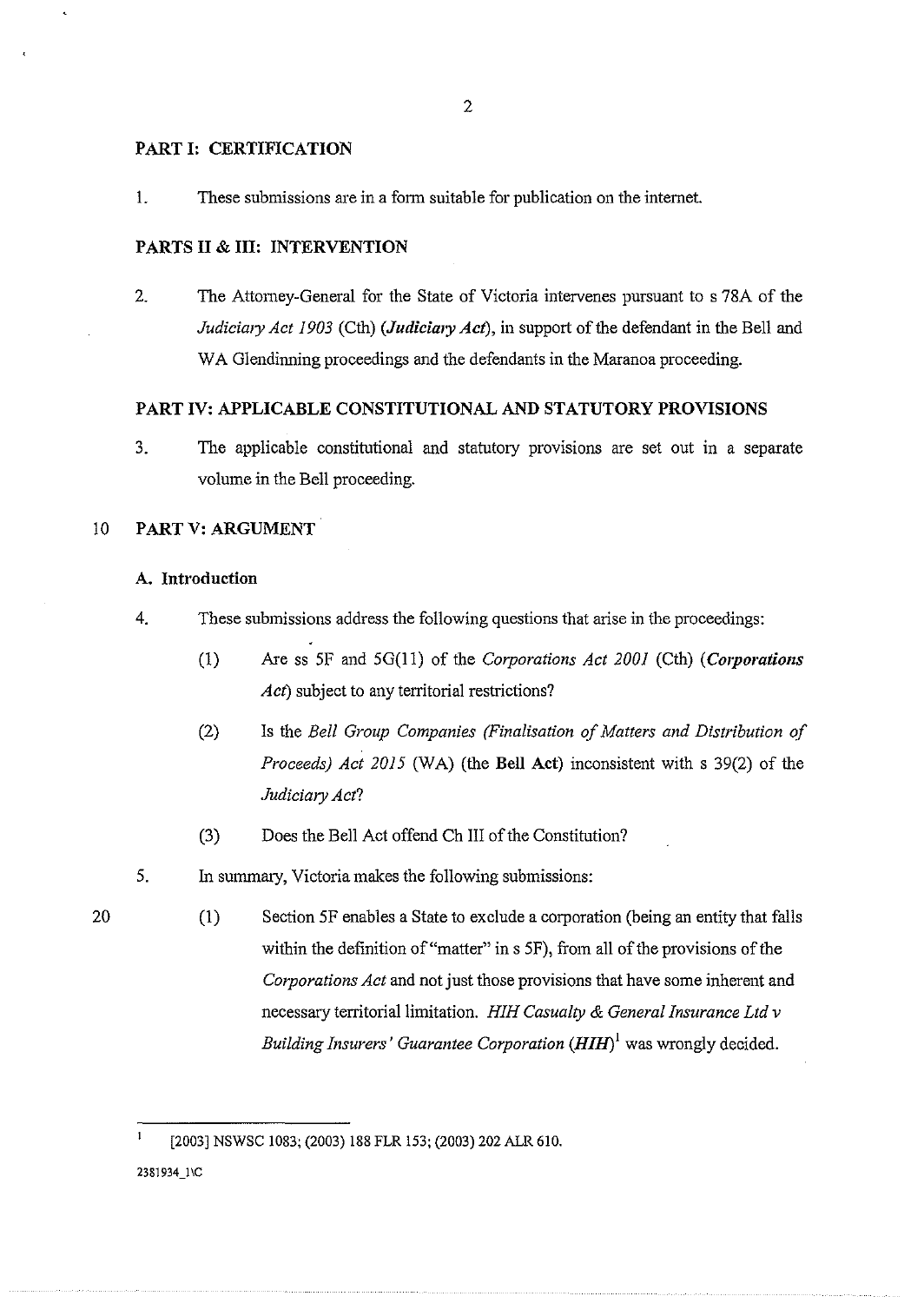## PART I: CERTIFICATION

1. These submissions are in a form suitable for publication on the internet.

## PARTS II & III: INTERVENTION

2. The Attorney-General for the State of Victoria intervenes pursuant to s 78A of the *Judiciary Act 1903* (Cth) (***Judiciary Act***), in support of the defendant in the Bell and WA Glendinning proceedings and the defendants in the Maranoa proceeding.

## PART IV: APPLICABLE CONSTITUTIONAL AND STATUTORY PROVISIONS

3. The applicable constitutional and statutory provisions are set out in a separate volume in the Bell proceeding.

## PART V: ARGUMENT

### A. Introduction

4. These submissions address the following questions that arise in the proceedings:

   (1) Are ss 5F and 5G(11) of the *Corporations Act 2001* (Cth) (***Corporations Act***) subject to any territorial restrictions?

   (2) Is the *Bell Group Companies (Finalisation of Matters and Distribution of Proceeds) Act 2015* (WA) (the **Bell Act**) inconsistent with s 39(2) of the *Judiciary Act*?

   (3) Does the Bell Act offend Ch III of the Constitution?

5. In summary, Victoria makes the following submissions:

   (1) Section 5F enables a State to exclude a corporation (being an entity that falls within the definition of "matter" in s 5F), from all of the provisions of the *Corporations Act* and not just those provisions that have some inherent and necessary territorial limitation. *HIH Casualty & General Insurance Ltd v Building Insurers' Guarantee Corporation* (***HIH***)[1] was wrongly decided.

---

[1] [2003] NSWSC 1083; (2003) 188 FLR 153; (2003) 202 ALR 610.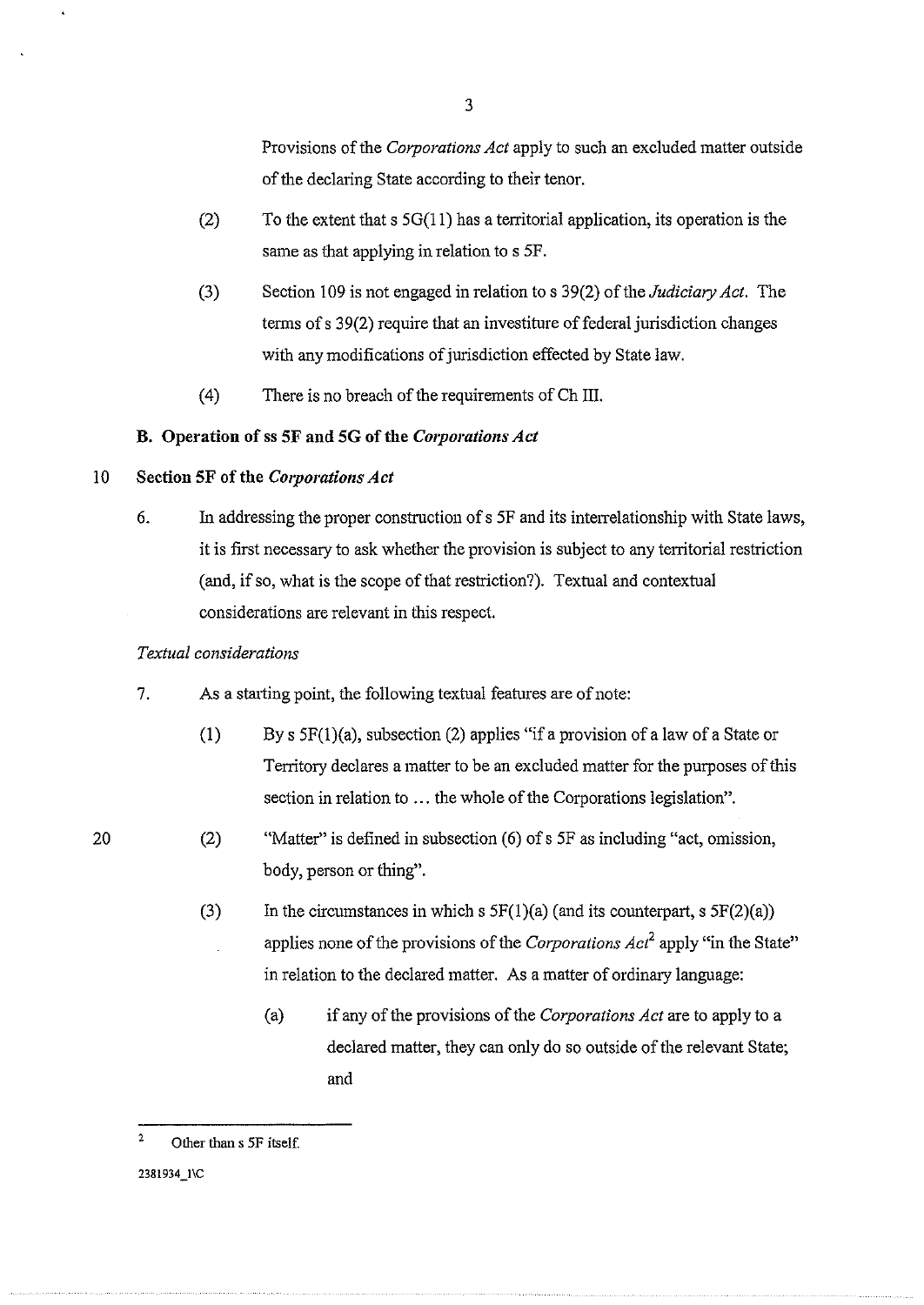Provisions of the *Corporations Act* apply to such an excluded matter outside of the declaring State according to their tenor.

(2) To the extent that s 5G(11) has a territorial application, its operation is the same as that applying in relation to s 5F.

(3) Section 109 is not engaged in relation to s 39(2) of the *Judiciary Act*. The terms of s 39(2) require that an investiture of federal jurisdiction changes with any modifications of jurisdiction effected by State law.

(4) There is no breach of the requirements of Ch III.

### B. Operation of ss 5F and 5G of the *Corporations Act*

#### Section 5F of the *Corporations Act*

6. In addressing the proper construction of s 5F and its interrelationship with State laws, it is first necessary to ask whether the provision is subject to any territorial restriction (and, if so, what is the scope of that restriction?). Textual and contextual considerations are relevant in this respect.

*Textual considerations*

7. As a starting point, the following textual features are of note:

   (1) By s 5F(1)(a), subsection (2) applies "if a provision of a law of a State or Territory declares a matter to be an excluded matter for the purposes of this section in relation to ... the whole of the Corporations legislation".

   (2) "Matter" is defined in subsection (6) of s 5F as including "act, omission, body, person or thing".

   (3) In the circumstances in which s 5F(1)(a) (and its counterpart, s 5F(2)(a)) applies none of the provisions of the *Corporations Act*[2] apply "in the State" in relation to the declared matter. As a matter of ordinary language:

      (a) if any of the provisions of the *Corporations Act* are to apply to a declared matter, they can only do so outside of the relevant State; and

---

[2] Other than s 5F itself.

2381934_1\C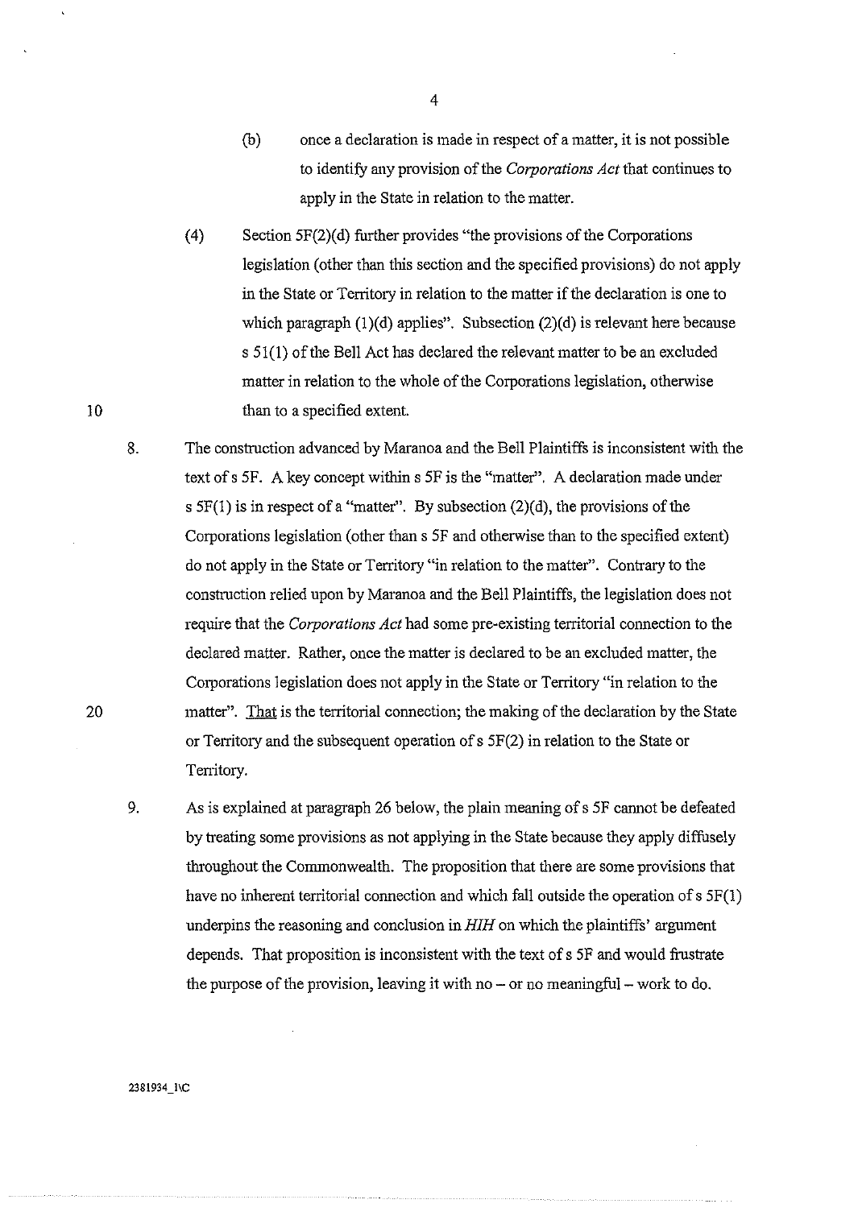(b) once a declaration is made in respect of a matter, it is not possible to identify any provision of the *Corporations Act* that continues to apply in the State in relation to the matter.

(4) Section 5F(2)(d) further provides "the provisions of the Corporations legislation (other than this section and the specified provisions) do not apply in the State or Territory in relation to the matter if the declaration is one to which paragraph (1)(d) applies". Subsection (2)(d) is relevant here because s 51(1) of the Bell Act has declared the relevant matter to be an excluded matter in relation to the whole of the Corporations legislation, otherwise than to a specified extent.

8. The construction advanced by Maranoa and the Bell Plaintiffs is inconsistent with the text of s 5F. A key concept within s 5F is the "matter". A declaration made under s 5F(1) is in respect of a "matter". By subsection (2)(d), the provisions of the Corporations legislation (other than s 5F and otherwise than to the specified extent) do not apply in the State or Territory "in relation to the matter". Contrary to the construction relied upon by Maranoa and the Bell Plaintiffs, the legislation does not require that the *Corporations Act* had some pre-existing territorial connection to the declared matter. Rather, once the matter is declared to be an excluded matter, the Corporations legislation does not apply in the State or Territory "in relation to the matter". <u>That</u> is the territorial connection; the making of the declaration by the State or Territory and the subsequent operation of s 5F(2) in relation to the State or Territory.

9. As is explained at paragraph 26 below, the plain meaning of s 5F cannot be defeated by treating some provisions as not applying in the State because they apply diffusely throughout the Commonwealth. The proposition that there are some provisions that have no inherent territorial connection and which fall outside the operation of s 5F(1) underpins the reasoning and conclusion in *HIH* on which the plaintiffs' argument depends. That proposition is inconsistent with the text of s 5F and would frustrate the purpose of the provision, leaving it with no – or no meaningful – work to do.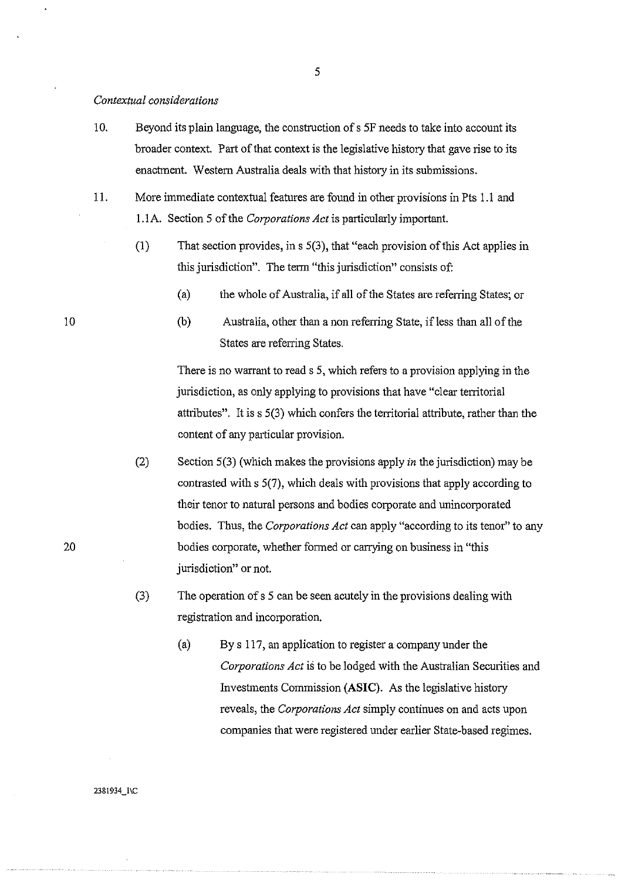*Contextual considerations*

10. Beyond its plain language, the construction of s 5F needs to take into account its broader context. Part of that context is the legislative history that gave rise to its enactment. Western Australia deals with that history in its submissions.

11. More immediate contextual features are found in other provisions in Pts 1.1 and 1.1A. Section 5 of the *Corporations Act* is particularly important.

    (1) That section provides, in s 5(3), that "each provision of this Act applies in this jurisdiction". The term "this jurisdiction" consists of:

      (a) the whole of Australia, if all of the States are referring States; or

      (b) Australia, other than a non referring State, if less than all of the States are referring States.

      There is no warrant to read s 5, which refers to a provision applying in the jurisdiction, as only applying to provisions that have "clear territorial attributes". It is s 5(3) which confers the territorial attribute, rather than the content of any particular provision.

    (2) Section 5(3) (which makes the provisions apply *in* the jurisdiction) may be contrasted with s 5(7), which deals with provisions that apply according to their tenor to natural persons and bodies corporate and unincorporated bodies. Thus, the *Corporations Act* can apply "according to its tenor" to any bodies corporate, whether formed or carrying on business in "this jurisdiction" or not.

    (3) The operation of s 5 can be seen acutely in the provisions dealing with registration and incorporation.

      (a) By s 117, an application to register a company under the *Corporations Act* is to be lodged with the Australian Securities and Investments Commission (**ASIC**). As the legislative history reveals, the *Corporations Act* simply continues on and acts upon companies that were registered under earlier State-based regimes.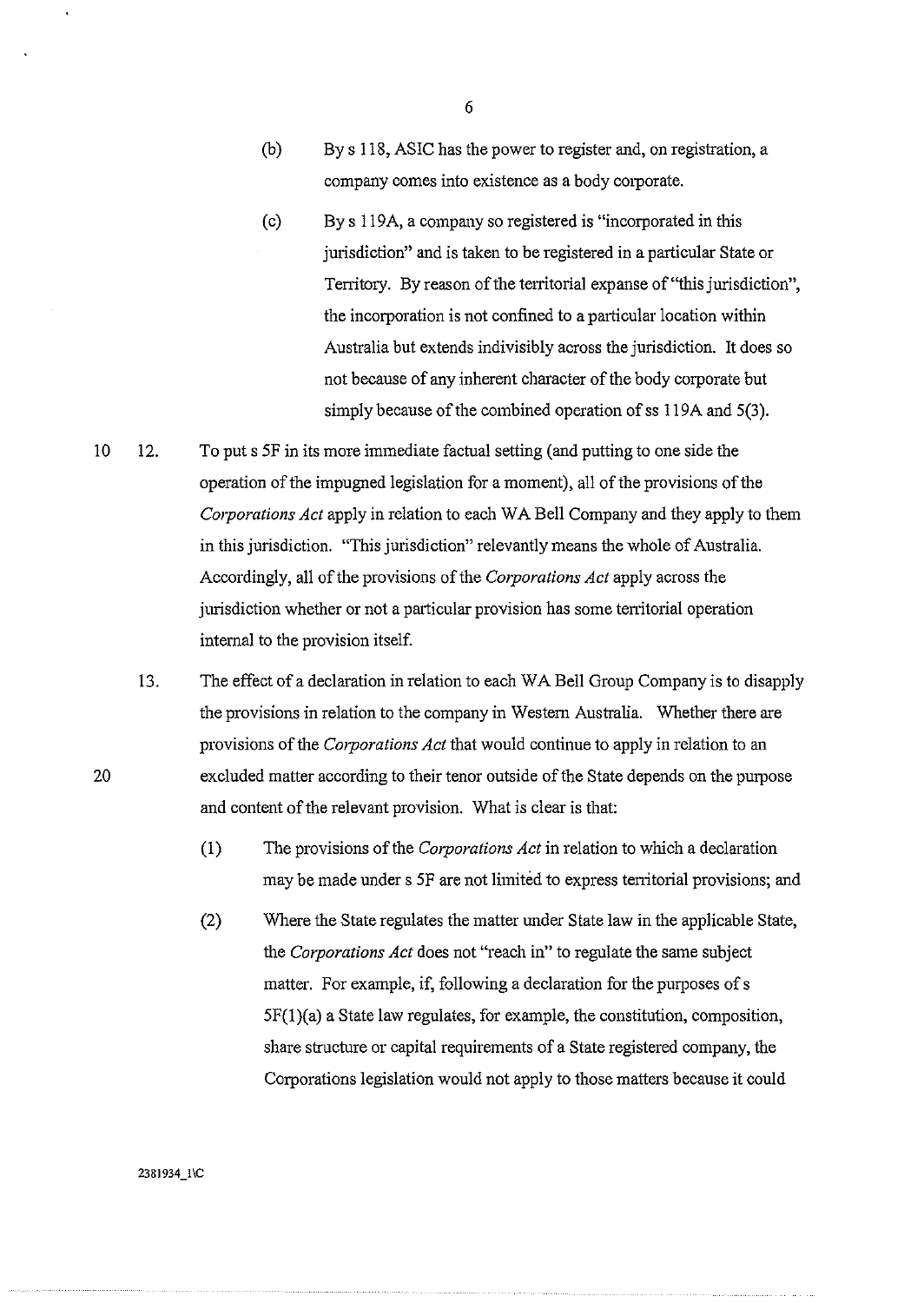(b) By s 118, ASIC has the power to register and, on registration, a company comes into existence as a body corporate.

(c) By s 119A, a company so registered is "incorporated in this jurisdiction" and is taken to be registered in a particular State or Territory. By reason of the territorial expanse of "this jurisdiction", the incorporation is not confined to a particular location within Australia but extends indivisibly across the jurisdiction. It does so not because of any inherent character of the body corporate but simply because of the combined operation of ss 119A and 5(3).

12. To put s 5F in its more immediate factual setting (and putting to one side the operation of the impugned legislation for a moment), all of the provisions of the *Corporations Act* apply in relation to each WA Bell Company and they apply to them in this jurisdiction. "This jurisdiction" relevantly means the whole of Australia. Accordingly, all of the provisions of the *Corporations Act* apply across the jurisdiction whether or not a particular provision has some territorial operation internal to the provision itself.

13. The effect of a declaration in relation to each WA Bell Group Company is to disapply the provisions in relation to the company in Western Australia. Whether there are provisions of the *Corporations Act* that would continue to apply in relation to an excluded matter according to their tenor outside of the State depends on the purpose and content of the relevant provision. What is clear is that:

(1) The provisions of the *Corporations Act* in relation to which a declaration may be made under s 5F are not limited to express territorial provisions; and

(2) Where the State regulates the matter under State law in the applicable State, the *Corporations Act* does not "reach in" to regulate the same subject matter. For example, if, following a declaration for the purposes of s 5F(1)(a) a State law regulates, for example, the constitution, composition, share structure or capital requirements of a State registered company, the Corporations legislation would not apply to those matters because it could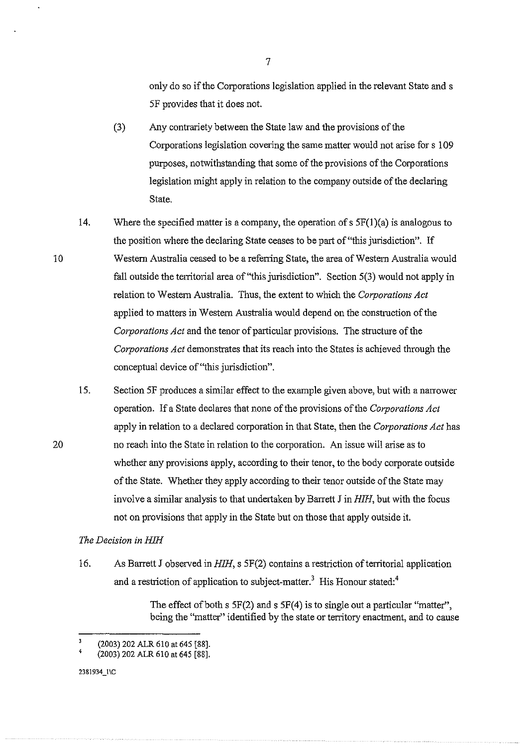only do so if the Corporations legislation applied in the relevant State and s 5F provides that it does not.

(3) Any contrariety between the State law and the provisions of the Corporations legislation covering the same matter would not arise for s 109 purposes, notwithstanding that some of the provisions of the Corporations legislation might apply in relation to the company outside of the declaring State.

14. Where the specified matter is a company, the operation of s 5F(1)(a) is analogous to the position where the declaring State ceases to be part of "this jurisdiction". If Western Australia ceased to be a referring State, the area of Western Australia would fall outside the territorial area of "this jurisdiction". Section 5(3) would not apply in relation to Western Australia. Thus, the extent to which the *Corporations Act* applied to matters in Western Australia would depend on the construction of the *Corporations Act* and the tenor of particular provisions. The structure of the *Corporations Act* demonstrates that its reach into the States is achieved through the conceptual device of "this jurisdiction".

15. Section 5F produces a similar effect to the example given above, but with a narrower operation. If a State declares that none of the provisions of the *Corporations Act* apply in relation to a declared corporation in that State, then the *Corporations Act* has no reach into the State in relation to the corporation. An issue will arise as to whether any provisions apply, according to their tenor, to the body corporate outside of the State. Whether they apply according to their tenor outside of the State may involve a similar analysis to that undertaken by Barrett J in *HIH*, but with the focus not on provisions that apply in the State but on those that apply outside it.

*The Decision in HIH*

16. As Barrett J observed in *HIH*, s 5F(2) contains a restriction of territorial application and a restriction of application to subject-matter.[3] His Honour stated:[4]

> The effect of both s 5F(2) and s 5F(4) is to single out a particular "matter", being the "matter" identified by the state or territory enactment, and to cause

[3] (2003) 202 ALR 610 at 645 [88].

[4] (2003) 202 ALR 610 at 645 [88].

2381934_1\C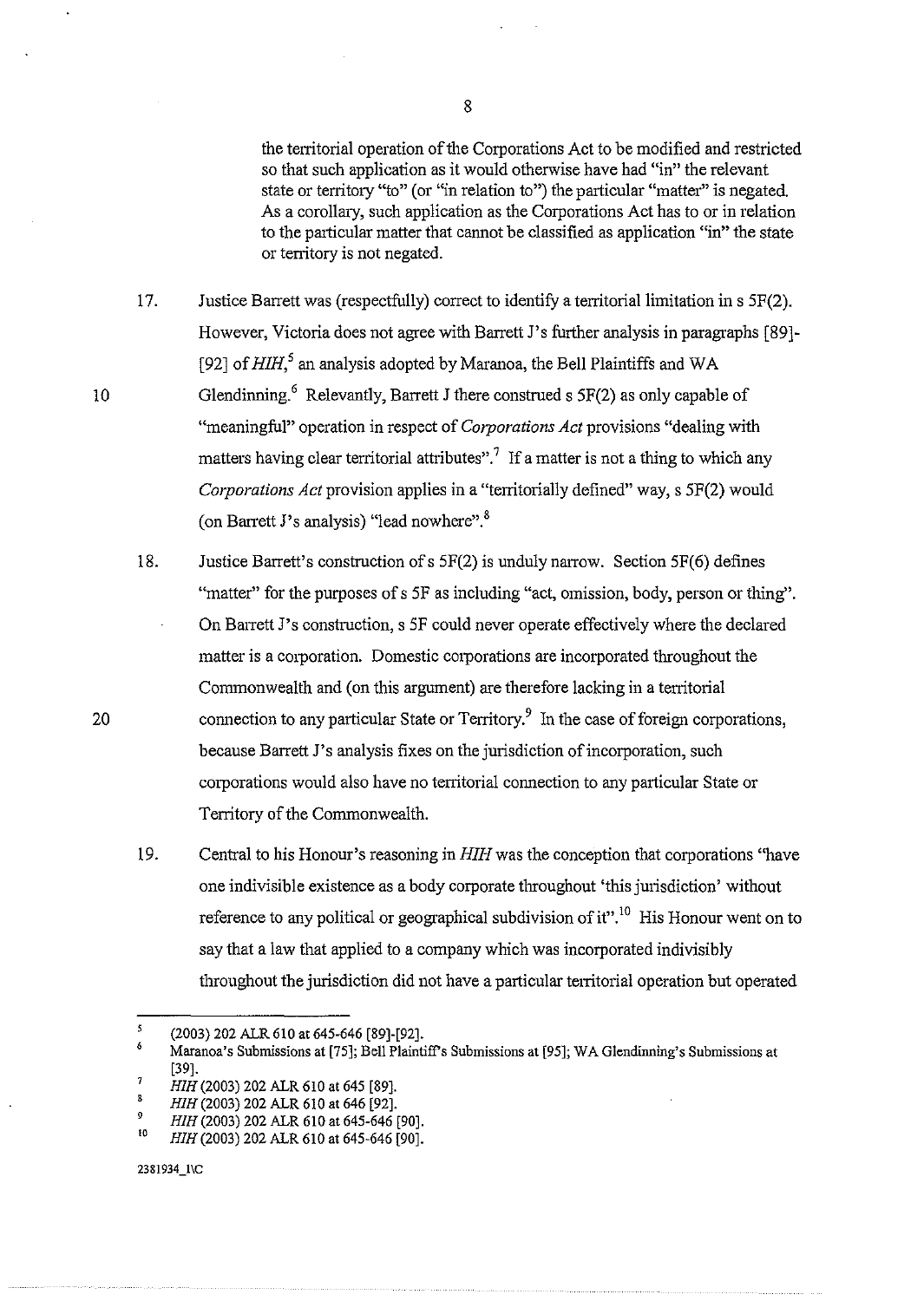the territorial operation of the Corporations Act to be modified and restricted so that such application as it would otherwise have had "in" the relevant state or territory "to" (or "in relation to") the particular "matter" is negated. As a corollary, such application as the Corporations Act has to or in relation to the particular matter that cannot be classified as application "in" the state or territory is not negated.

17. Justice Barrett was (respectfully) correct to identify a territorial limitation in s 5F(2). However, Victoria does not agree with Barrett J's further analysis in paragraphs [89]-[92] of *HIH*,[5] an analysis adopted by Maranoa, the Bell Plaintiffs and WA Glendinning.[6] Relevantly, Barrett J there construed s 5F(2) as only capable of "meaningful" operation in respect of *Corporations Act* provisions "dealing with matters having clear territorial attributes".[7] If a matter is not a thing to which any *Corporations Act* provision applies in a "territorially defined" way, s 5F(2) would (on Barrett J's analysis) "lead nowhere".[8]

18. Justice Barrett's construction of s 5F(2) is unduly narrow. Section 5F(6) defines "matter" for the purposes of s 5F as including "act, omission, body, person or thing". On Barrett J's construction, s 5F could never operate effectively where the declared matter is a corporation. Domestic corporations are incorporated throughout the Commonwealth and (on this argument) are therefore lacking in a territorial connection to any particular State or Territory.[9] In the case of foreign corporations, because Barrett J's analysis fixes on the jurisdiction of incorporation, such corporations would also have no territorial connection to any particular State or Territory of the Commonwealth.

19. Central to his Honour's reasoning in *HIH* was the conception that corporations "have one indivisible existence as a body corporate throughout 'this jurisdiction' without reference to any political or geographical subdivision of it".[10] His Honour went on to say that a law that applied to a company which was incorporated indivisibly throughout the jurisdiction did not have a particular territorial operation but operated

---

[5] (2003) 202 ALR 610 at 645-646 [89]-[92].

[6] Maranoa's Submissions at [75]; Bell Plaintiff's Submissions at [95]; WA Glendinning's Submissions at [39].

[7] *HIH* (2003) 202 ALR 610 at 645 [89].

[8] *HIH* (2003) 202 ALR 610 at 646 [92].

[9] *HIH* (2003) 202 ALR 610 at 645-646 [90].

[10] *HIH* (2003) 202 ALR 610 at 645-646 [90].

2381934_1\C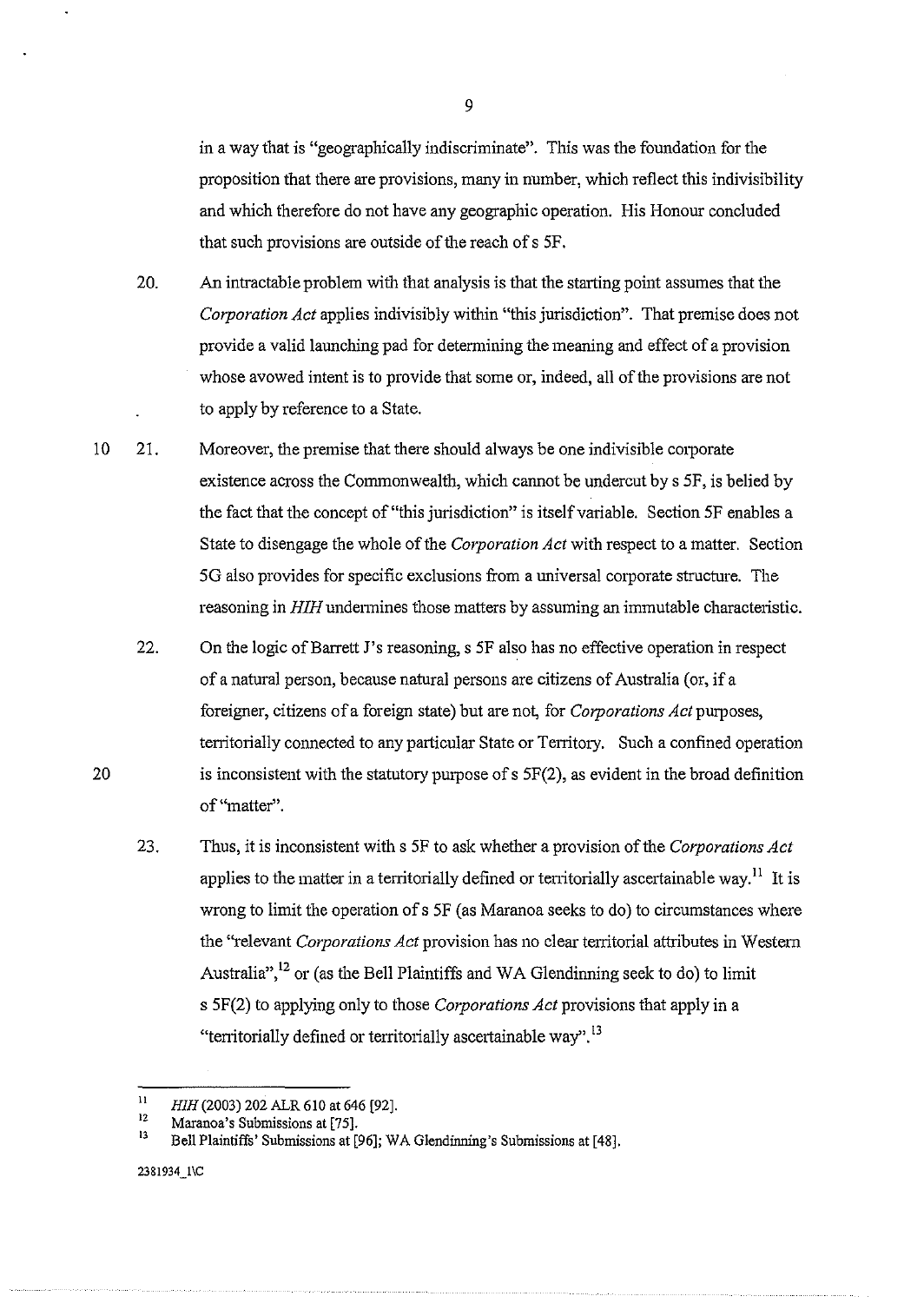in a way that is "geographically indiscriminate". This was the foundation for the proposition that there are provisions, many in number, which reflect this indivisibility and which therefore do not have any geographic operation. His Honour concluded that such provisions are outside of the reach of s 5F.

20. An intractable problem with that analysis is that the starting point assumes that the *Corporation Act* applies indivisibly within "this jurisdiction". That premise does not provide a valid launching pad for determining the meaning and effect of a provision whose avowed intent is to provide that some or, indeed, all of the provisions are not to apply by reference to a State.

21. Moreover, the premise that there should always be one indivisible corporate existence across the Commonwealth, which cannot be undercut by s 5F, is belied by the fact that the concept of "this jurisdiction" is itself variable. Section 5F enables a State to disengage the whole of the *Corporation Act* with respect to a matter. Section 5G also provides for specific exclusions from a universal corporate structure. The reasoning in *HIH* undermines those matters by assuming an immutable characteristic.

22. On the logic of Barrett J's reasoning, s 5F also has no effective operation in respect of a natural person, because natural persons are citizens of Australia (or, if a foreigner, citizens of a foreign state) but are not, for *Corporations Act* purposes, territorially connected to any particular State or Territory. Such a confined operation is inconsistent with the statutory purpose of s 5F(2), as evident in the broad definition of "matter".

23. Thus, it is inconsistent with s 5F to ask whether a provision of the *Corporations Act* applies to the matter in a territorially defined or territorially ascertainable way.[11] It is wrong to limit the operation of s 5F (as Maranoa seeks to do) to circumstances where the "relevant *Corporations Act* provision has no clear territorial attributes in Western Australia",[12] or (as the Bell Plaintiffs and WA Glendinning seek to do) to limit s 5F(2) to applying only to those *Corporations Act* provisions that apply in a "territorially defined or territorially ascertainable way".[13]

---

[11] *HIH* (2003) 202 ALR 610 at 646 [92].

[12] Maranoa's Submissions at [75].

[13] Bell Plaintiffs' Submissions at [96]; WA Glendinning's Submissions at [48].

2381934_1\C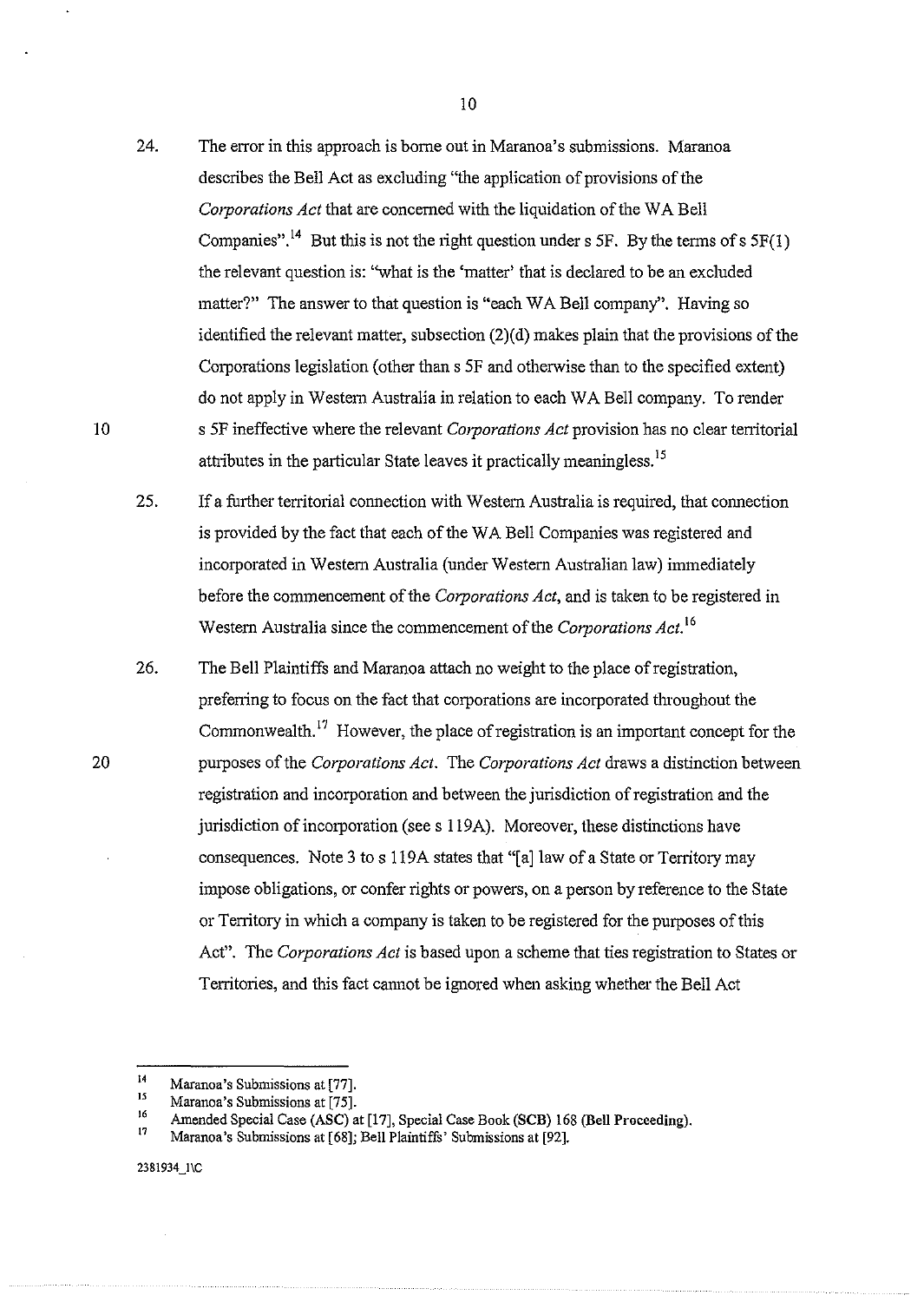24. The error in this approach is borne out in Maranoa's submissions. Maranoa describes the Bell Act as excluding "the application of provisions of the *Corporations Act* that are concerned with the liquidation of the WA Bell Companies".[14] But this is not the right question under s 5F. By the terms of s 5F(1) the relevant question is: "what is the 'matter' that is declared to be an excluded matter?" The answer to that question is "each WA Bell company". Having so identified the relevant matter, subsection (2)(d) makes plain that the provisions of the Corporations legislation (other than s 5F and otherwise than to the specified extent) do not apply in Western Australia in relation to each WA Bell company. To render s 5F ineffective where the relevant *Corporations Act* provision has no clear territorial attributes in the particular State leaves it practically meaningless.[15]

25. If a further territorial connection with Western Australia is required, that connection is provided by the fact that each of the WA Bell Companies was registered and incorporated in Western Australia (under Western Australian law) immediately before the commencement of the *Corporations Act*, and is taken to be registered in Western Australia since the commencement of the *Corporations Act*.[16]

26. The Bell Plaintiffs and Maranoa attach no weight to the place of registration, preferring to focus on the fact that corporations are incorporated throughout the Commonwealth.[17] However, the place of registration is an important concept for the purposes of the *Corporations Act*. The *Corporations Act* draws a distinction between registration and incorporation and between the jurisdiction of registration and the jurisdiction of incorporation (see s 119A). Moreover, these distinctions have consequences. Note 3 to s 119A states that "[a] law of a State or Territory may impose obligations, or confer rights or powers, on a person by reference to the State or Territory in which a company is taken to be registered for the purposes of this Act". The *Corporations Act* is based upon a scheme that ties registration to States or Territories, and this fact cannot be ignored when asking whether the Bell Act

---

[14] Maranoa's Submissions at [77].

[15] Maranoa's Submissions at [75].

[16] Amended Special Case (ASC) at [17], Special Case Book (SCB) 168 (**Bell Proceeding**).

[17] Maranoa's Submissions at [68]; Bell Plaintiffs' Submissions at [92].

2381934_1\C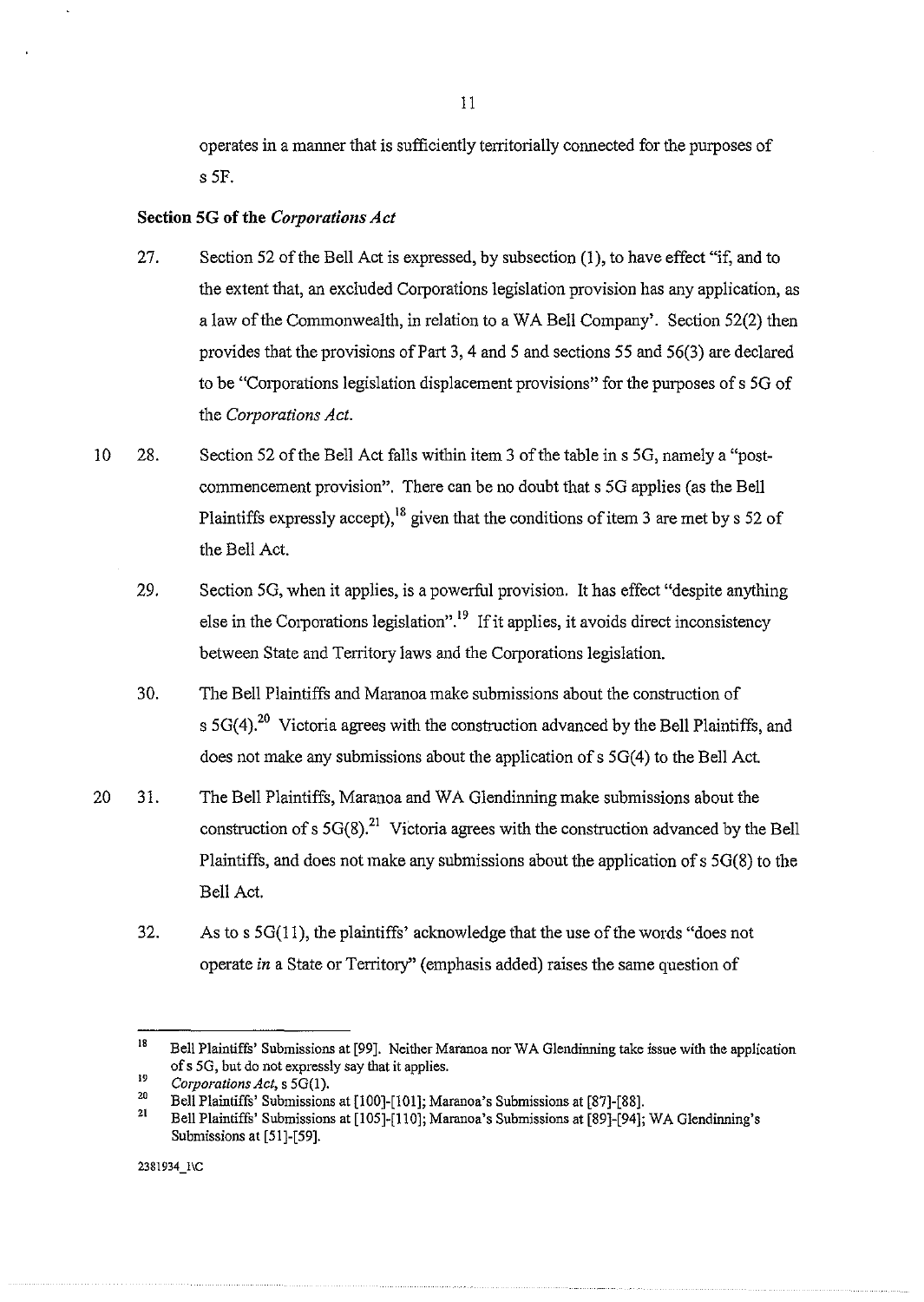operates in a manner that is sufficiently territorially connected for the purposes of s 5F.

**Section 5G of the *Corporations Act***

27. Section 52 of the Bell Act is expressed, by subsection (1), to have effect "if, and to the extent that, an excluded Corporations legislation provision has any application, as a law of the Commonwealth, in relation to a WA Bell Company'. Section 52(2) then provides that the provisions of Part 3, 4 and 5 and sections 55 and 56(3) are declared to be "Corporations legislation displacement provisions" for the purposes of s 5G of the *Corporations Act*.

28. Section 52 of the Bell Act falls within item 3 of the table in s 5G, namely a "post-commencement provision". There can be no doubt that s 5G applies (as the Bell Plaintiffs expressly accept),[18] given that the conditions of item 3 are met by s 52 of the Bell Act.

29. Section 5G, when it applies, is a powerful provision. It has effect "despite anything else in the Corporations legislation".[19] If it applies, it avoids direct inconsistency between State and Territory laws and the Corporations legislation.

30. The Bell Plaintiffs and Maranoa make submissions about the construction of s 5G(4).[20] Victoria agrees with the construction advanced by the Bell Plaintiffs, and does not make any submissions about the application of s 5G(4) to the Bell Act.

31. The Bell Plaintiffs, Maranoa and WA Glendinning make submissions about the construction of s 5G(8).[21] Victoria agrees with the construction advanced by the Bell Plaintiffs, and does not make any submissions about the application of s 5G(8) to the Bell Act.

32. As to s 5G(11), the plaintiffs' acknowledge that the use of the words "does not operate *in* a State or Territory" (emphasis added) raises the same question of

---

[18] Bell Plaintiffs' Submissions at [99]. Neither Maranoa nor WA Glendinning take issue with the application of s 5G, but do not expressly say that it applies.

[19] *Corporations Act*, s 5G(1).

[20] Bell Plaintiffs' Submissions at [100]-[101]; Maranoa's Submissions at [87]-[88].

[21] Bell Plaintiffs' Submissions at [105]-[110]; Maranoa's Submissions at [89]-[94]; WA Glendinning's Submissions at [51]-[59].

2381934_1\C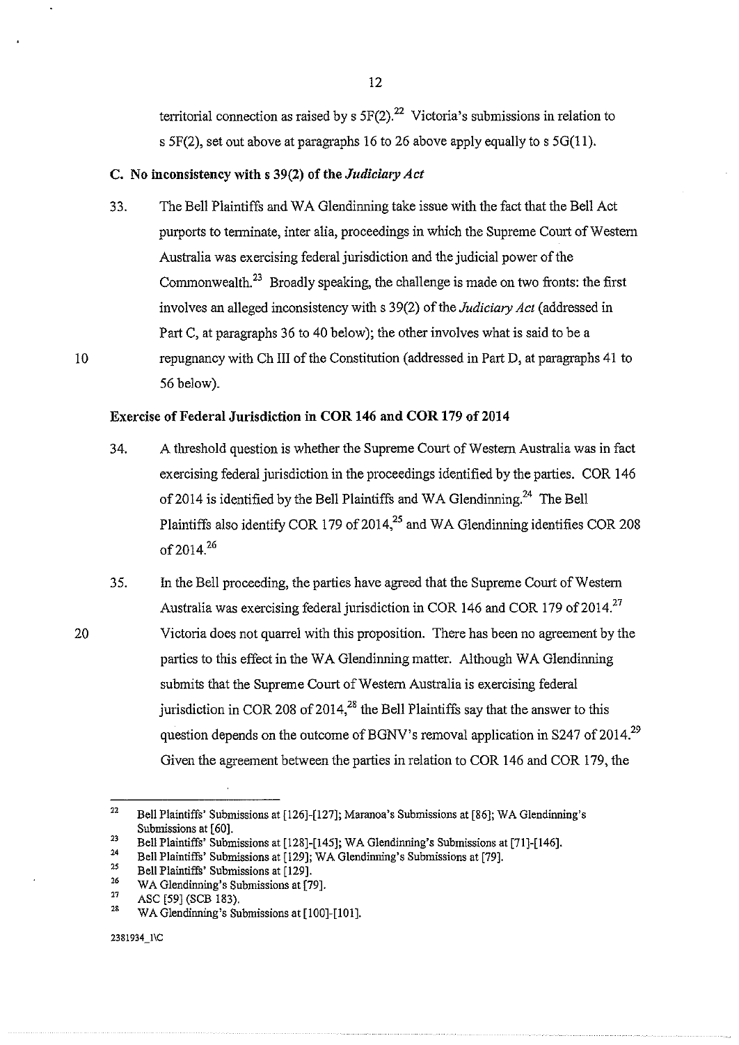territorial connection as raised by s 5F(2).[22] Victoria's submissions in relation to s 5F(2), set out above at paragraphs 16 to 26 above apply equally to s 5G(11).

### C. No inconsistency with s 39(2) of the *Judiciary Act*

33. The Bell Plaintiffs and WA Glendinning take issue with the fact that the Bell Act purports to terminate, inter alia, proceedings in which the Supreme Court of Western Australia was exercising federal jurisdiction and the judicial power of the Commonwealth.[23] Broadly speaking, the challenge is made on two fronts: the first involves an alleged inconsistency with s 39(2) of the *Judiciary Act* (addressed in Part C, at paragraphs 36 to 40 below); the other involves what is said to be a repugnancy with Ch III of the Constitution (addressed in Part D, at paragraphs 41 to 56 below).

### Exercise of Federal Jurisdiction in COR 146 and COR 179 of 2014

34. A threshold question is whether the Supreme Court of Western Australia was in fact exercising federal jurisdiction in the proceedings identified by the parties. COR 146 of 2014 is identified by the Bell Plaintiffs and WA Glendinning.[24] The Bell Plaintiffs also identify COR 179 of 2014,[25] and WA Glendinning identifies COR 208 of 2014.[26]

35. In the Bell proceeding, the parties have agreed that the Supreme Court of Western Australia was exercising federal jurisdiction in COR 146 and COR 179 of 2014.[27] Victoria does not quarrel with this proposition. There has been no agreement by the parties to this effect in the WA Glendinning matter. Although WA Glendinning submits that the Supreme Court of Western Australia is exercising federal jurisdiction in COR 208 of 2014,[28] the Bell Plaintiffs say that the answer to this question depends on the outcome of BGNV's removal application in S247 of 2014.[29] Given the agreement between the parties in relation to COR 146 and COR 179, the

---

[22] Bell Plaintiffs' Submissions at [126]-[127]; Maranoa's Submissions at [86]; WA Glendinning's Submissions at [60].

[23] Bell Plaintiffs' Submissions at [128]-[145]; WA Glendinning's Submissions at [71]-[146].

[24] Bell Plaintiffs' Submissions at [129]; WA Glendinning's Submissions at [79].

[25] Bell Plaintiffs' Submissions at [129].

[26] WA Glendinning's Submissions at [79].

[27] ASC [59] (SCB 183).

[28] WA Glendinning's Submissions at [100]-[101].

2381934_1\C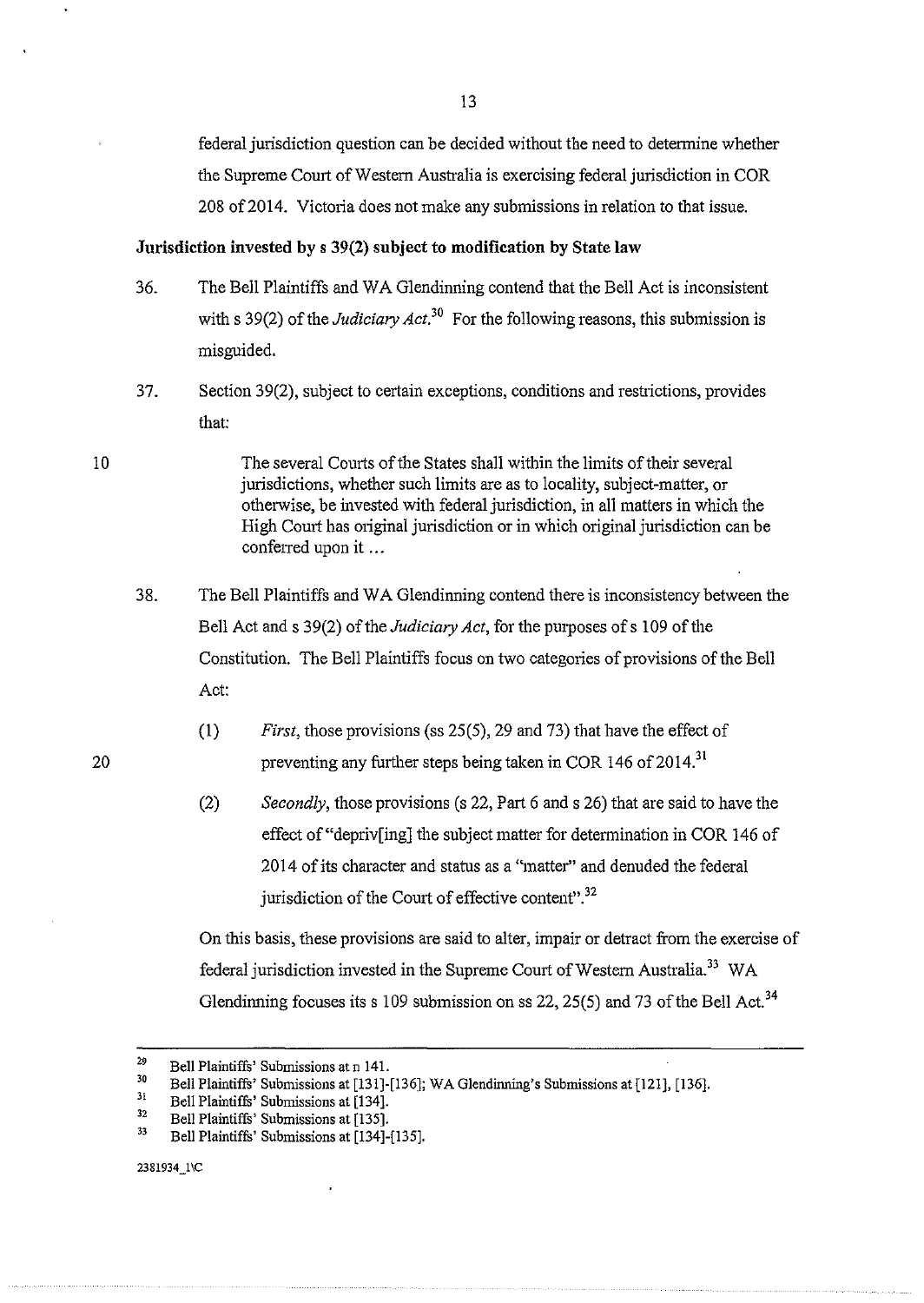federal jurisdiction question can be decided without the need to determine whether the Supreme Court of Western Australia is exercising federal jurisdiction in COR 208 of 2014. Victoria does not make any submissions in relation to that issue.

**Jurisdiction invested by s 39(2) subject to modification by State law**

36. The Bell Plaintiffs and WA Glendinning contend that the Bell Act is inconsistent with s 39(2) of the *Judiciary Act*.[30] For the following reasons, this submission is misguided.

37. Section 39(2), subject to certain exceptions, conditions and restrictions, provides that:

> The several Courts of the States shall within the limits of their several jurisdictions, whether such limits are as to locality, subject-matter, or otherwise, be invested with federal jurisdiction, in all matters in which the High Court has original jurisdiction or in which original jurisdiction can be conferred upon it ...

38. The Bell Plaintiffs and WA Glendinning contend there is inconsistency between the Bell Act and s 39(2) of the *Judiciary Act*, for the purposes of s 109 of the Constitution. The Bell Plaintiffs focus on two categories of provisions of the Bell Act:

    (1) *First*, those provisions (ss 25(5), 29 and 73) that have the effect of preventing any further steps being taken in COR 146 of 2014.[31]

    (2) *Secondly*, those provisions (s 22, Part 6 and s 26) that are said to have the effect of "depriv[ing] the subject matter for determination in COR 146 of 2014 of its character and status as a "matter" and denuded the federal jurisdiction of the Court of effective content".[32]

    On this basis, these provisions are said to alter, impair or detract from the exercise of federal jurisdiction invested in the Supreme Court of Western Australia.[33] WA Glendinning focuses its s 109 submission on ss 22, 25(5) and 73 of the Bell Act.[34]

---

[29] Bell Plaintiffs' Submissions at n 141.

[30] Bell Plaintiffs' Submissions at [131]-[136]; WA Glendinning's Submissions at [121], [136].

[31] Bell Plaintiffs' Submissions at [134].

[32] Bell Plaintiffs' Submissions at [135].

[33] Bell Plaintiffs' Submissions at [134]-[135].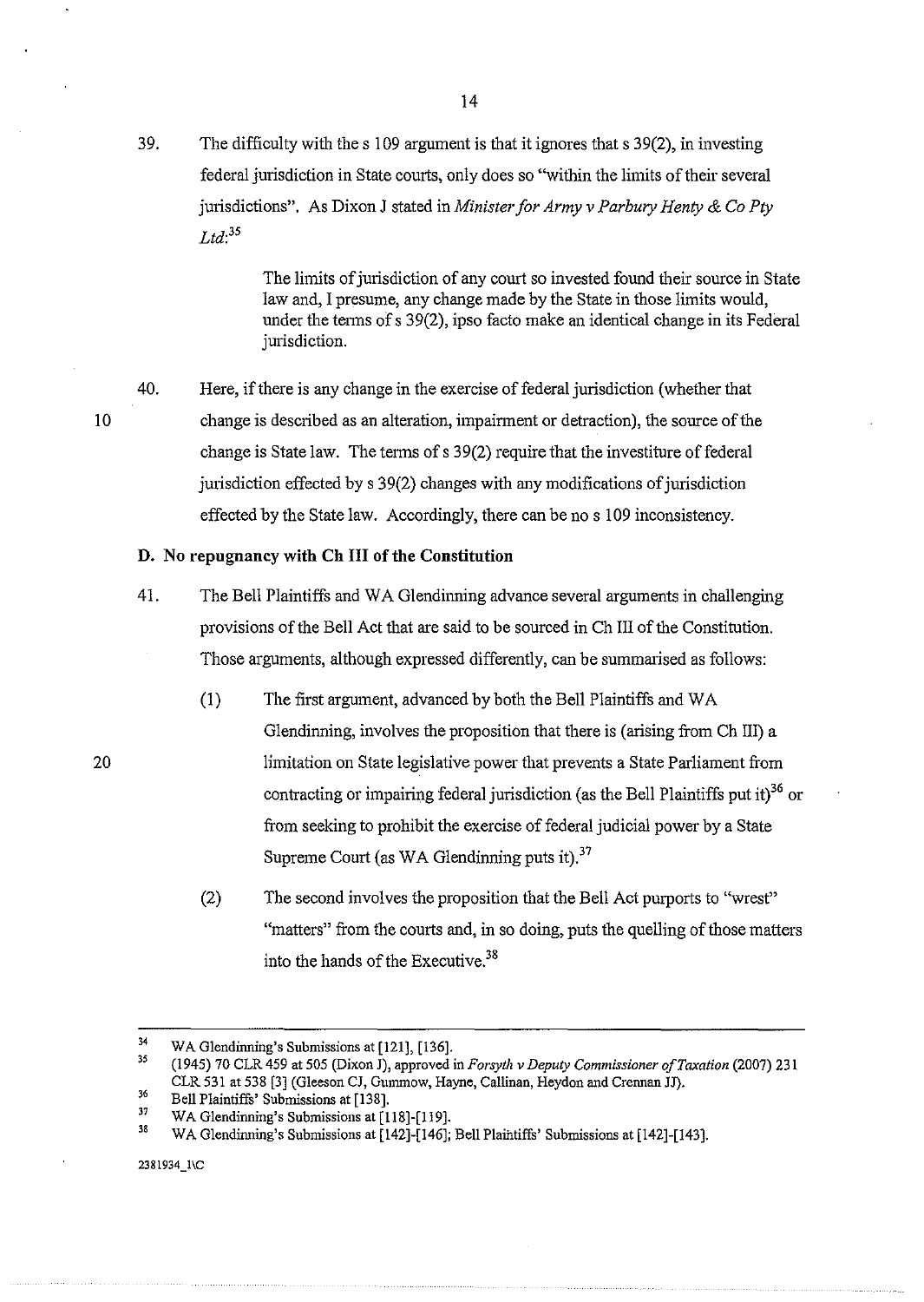39. The difficulty with the s 109 argument is that it ignores that s 39(2), in investing federal jurisdiction in State courts, only does so "within the limits of their several jurisdictions". As Dixon J stated in *Minister for Army v Parbury Henty & Co Pty Ltd*:[35]

> The limits of jurisdiction of any court so invested found their source in State law and, I presume, any change made by the State in those limits would, under the terms of s 39(2), ipso facto make an identical change in its Federal jurisdiction.

40. Here, if there is any change in the exercise of federal jurisdiction (whether that change is described as an alteration, impairment or detraction), the source of the change is State law. The terms of s 39(2) require that the investiture of federal jurisdiction effected by s 39(2) changes with any modifications of jurisdiction effected by the State law. Accordingly, there can be no s 109 inconsistency.

**D. No repugnancy with Ch III of the Constitution**

41. The Bell Plaintiffs and WA Glendinning advance several arguments in challenging provisions of the Bell Act that are said to be sourced in Ch III of the Constitution. Those arguments, although expressed differently, can be summarised as follows:

    (1) The first argument, advanced by both the Bell Plaintiffs and WA Glendinning, involves the proposition that there is (arising from Ch III) a limitation on State legislative power that prevents a State Parliament from contracting or impairing federal jurisdiction (as the Bell Plaintiffs put it)[36] or from seeking to prohibit the exercise of federal judicial power by a State Supreme Court (as WA Glendinning puts it).[37]

    (2) The second involves the proposition that the Bell Act purports to "wrest" "matters" from the courts and, in so doing, puts the quelling of those matters into the hands of the Executive.[38]

---

[34] WA Glendinning's Submissions at [121], [136].

[35] (1945) 70 CLR 459 at 505 (Dixon J), approved in *Forsyth v Deputy Commissioner of Taxation* (2007) 231 CLR 531 at 538 [3] (Gleeson CJ, Gummow, Hayne, Callinan, Heydon and Crennan JJ).

[36] Bell Plaintiffs' Submissions at [138].

[37] WA Glendinning's Submissions at [118]-[119].

[38] WA Glendinning's Submissions at [142]-[146]; Bell Plaintiffs' Submissions at [142]-[143].

2381934_1\C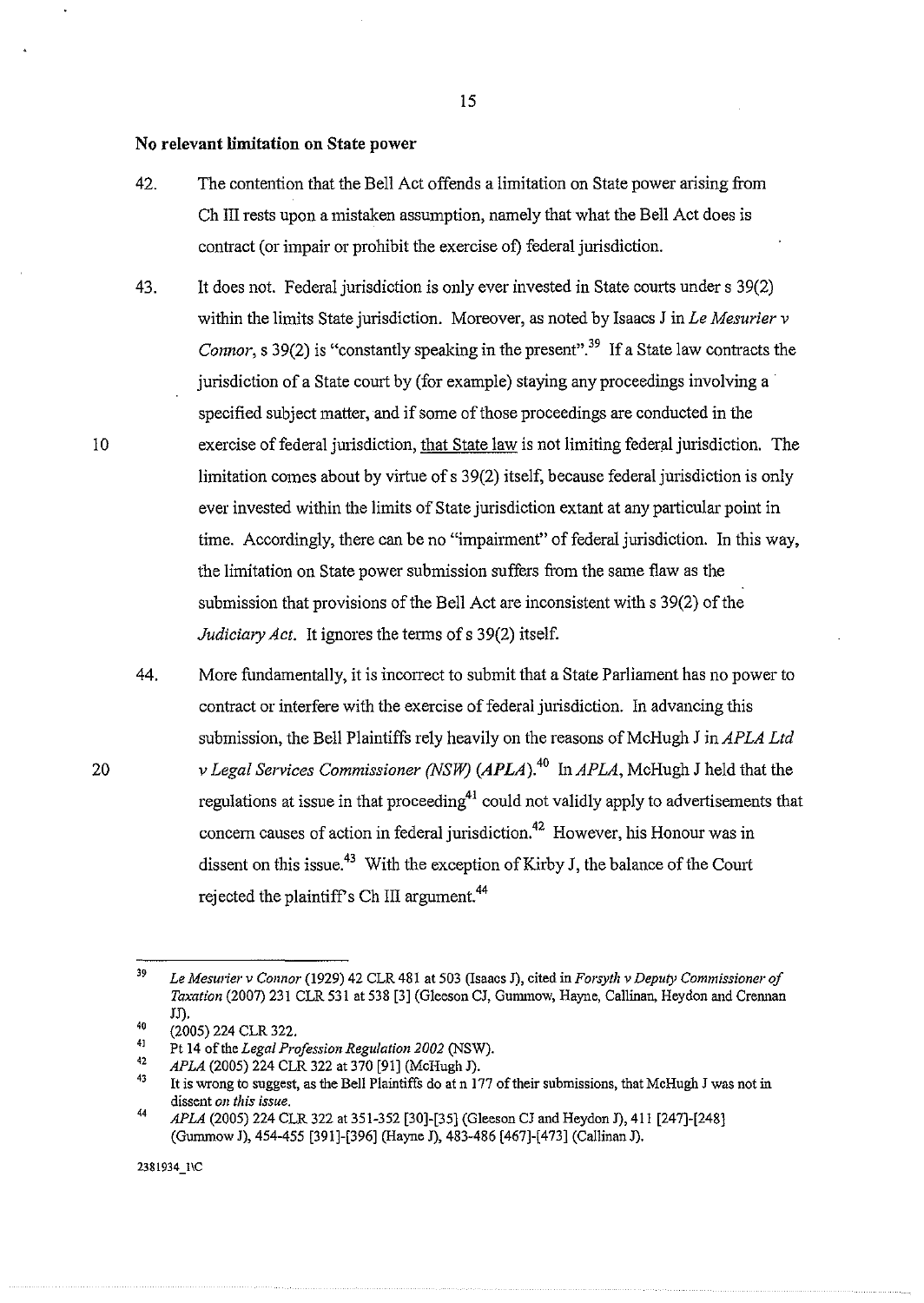**No relevant limitation on State power**

42. The contention that the Bell Act offends a limitation on State power arising from Ch III rests upon a mistaken assumption, namely that what the Bell Act does is contract (or impair or prohibit the exercise of) federal jurisdiction.

43. It does not. Federal jurisdiction is only ever invested in State courts under s 39(2) within the limits State jurisdiction. Moreover, as noted by Isaacs J in *Le Mesurier v Connor*, s 39(2) is "constantly speaking in the present".[39] If a State law contracts the jurisdiction of a State court by (for example) staying any proceedings involving a specified subject matter, and if some of those proceedings are conducted in the exercise of federal jurisdiction, <u>that State law</u> is not limiting federal jurisdiction. The limitation comes about by virtue of s 39(2) itself, because federal jurisdiction is only ever invested within the limits of State jurisdiction extant at any particular point in time. Accordingly, there can be no "impairment" of federal jurisdiction. In this way, the limitation on State power submission suffers from the same flaw as the submission that provisions of the Bell Act are inconsistent with s 39(2) of the *Judiciary Act*. It ignores the terms of s 39(2) itself.

44. More fundamentally, it is incorrect to submit that a State Parliament has no power to contract or interfere with the exercise of federal jurisdiction. In advancing this submission, the Bell Plaintiffs rely heavily on the reasons of McHugh J in *APLA Ltd v Legal Services Commissioner (NSW)* (*APLA*).[40] In *APLA*, McHugh J held that the regulations at issue in that proceeding[41] could not validly apply to advertisements that concern causes of action in federal jurisdiction.[42] However, his Honour was in dissent on this issue.[43] With the exception of Kirby J, the balance of the Court rejected the plaintiff's Ch III argument.[44]

---

[39] *Le Mesurier v Connor* (1929) 42 CLR 481 at 503 (Isaacs J), cited in *Forsyth v Deputy Commissioner of Taxation* (2007) 231 CLR 531 at 538 [3] (Gleeson CJ, Gummow, Hayne, Callinan, Heydon and Crennan JJ).

[40] (2005) 224 CLR 322.

[41] Pt 14 of the *Legal Profession Regulation 2002* (NSW).

[42] *APLA* (2005) 224 CLR 322 at 370 [91] (McHugh J).

[43] It is wrong to suggest, as the Bell Plaintiffs do at n 177 of their submissions, that McHugh J was not in dissent *on this issue*.

[44] *APLA* (2005) 224 CLR 322 at 351-352 [30]-[35] (Gleeson CJ and Heydon J), 411 [247]-[248] (Gummow J), 454-455 [391]-[396] (Hayne J), 483-486 [467]-[473] (Callinan J).

2381934_1\C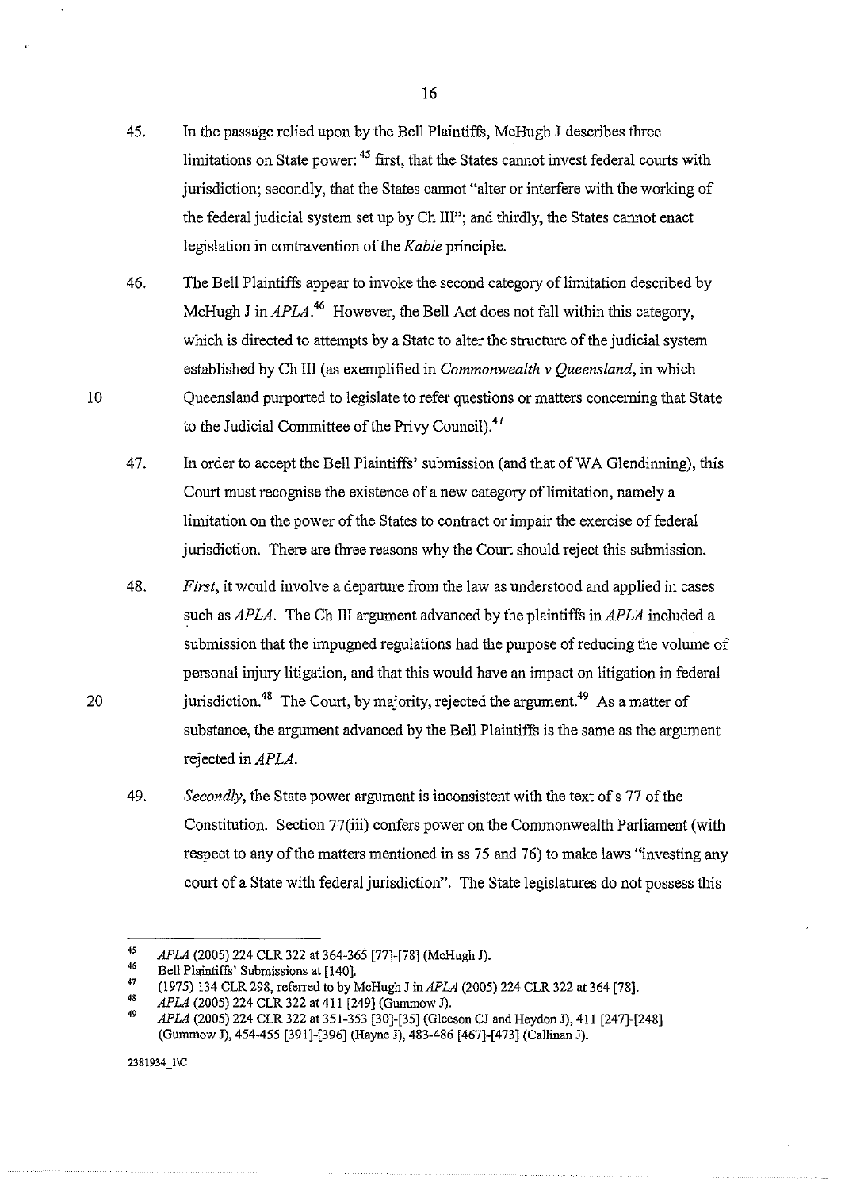45. In the passage relied upon by the Bell Plaintiffs, McHugh J describes three limitations on State power:[45] first, that the States cannot invest federal courts with jurisdiction; secondly, that the States cannot "alter or interfere with the working of the federal judicial system set up by Ch III"; and thirdly, the States cannot enact legislation in contravention of the *Kable* principle.

46. The Bell Plaintiffs appear to invoke the second category of limitation described by McHugh J in *APLA*.[46] However, the Bell Act does not fall within this category, which is directed to attempts by a State to alter the structure of the judicial system established by Ch III (as exemplified in *Commonwealth v Queensland*, in which Queensland purported to legislate to refer questions or matters concerning that State to the Judicial Committee of the Privy Council).[47]

47. In order to accept the Bell Plaintiffs' submission (and that of WA Glendinning), this Court must recognise the existence of a new category of limitation, namely a limitation on the power of the States to contract or impair the exercise of federal jurisdiction. There are three reasons why the Court should reject this submission.

48. *First*, it would involve a departure from the law as understood and applied in cases such as *APLA*. The Ch III argument advanced by the plaintiffs in *APLA* included a submission that the impugned regulations had the purpose of reducing the volume of personal injury litigation, and that this would have an impact on litigation in federal jurisdiction.[48] The Court, by majority, rejected the argument.[49] As a matter of substance, the argument advanced by the Bell Plaintiffs is the same as the argument rejected in *APLA*.

49. *Secondly*, the State power argument is inconsistent with the text of s 77 of the Constitution. Section 77(iii) confers power on the Commonwealth Parliament (with respect to any of the matters mentioned in ss 75 and 76) to make laws "investing any court of a State with federal jurisdiction". The State legislatures do not possess this

---

[45] *APLA* (2005) 224 CLR 322 at 364-365 [77]-[78] (McHugh J).

[46] Bell Plaintiffs' Submissions at [140].

[47] (1975) 134 CLR 298, referred to by McHugh J in *APLA* (2005) 224 CLR 322 at 364 [78].

[48] *APLA* (2005) 224 CLR 322 at 411 [249] (Gummow J).

[49] *APLA* (2005) 224 CLR 322 at 351-353 [30]-[35] (Gleeson CJ and Heydon J), 411 [247]-[248] (Gummow J), 454-455 [391]-[396] (Hayne J), 483-486 [467]-[473] (Callinan J).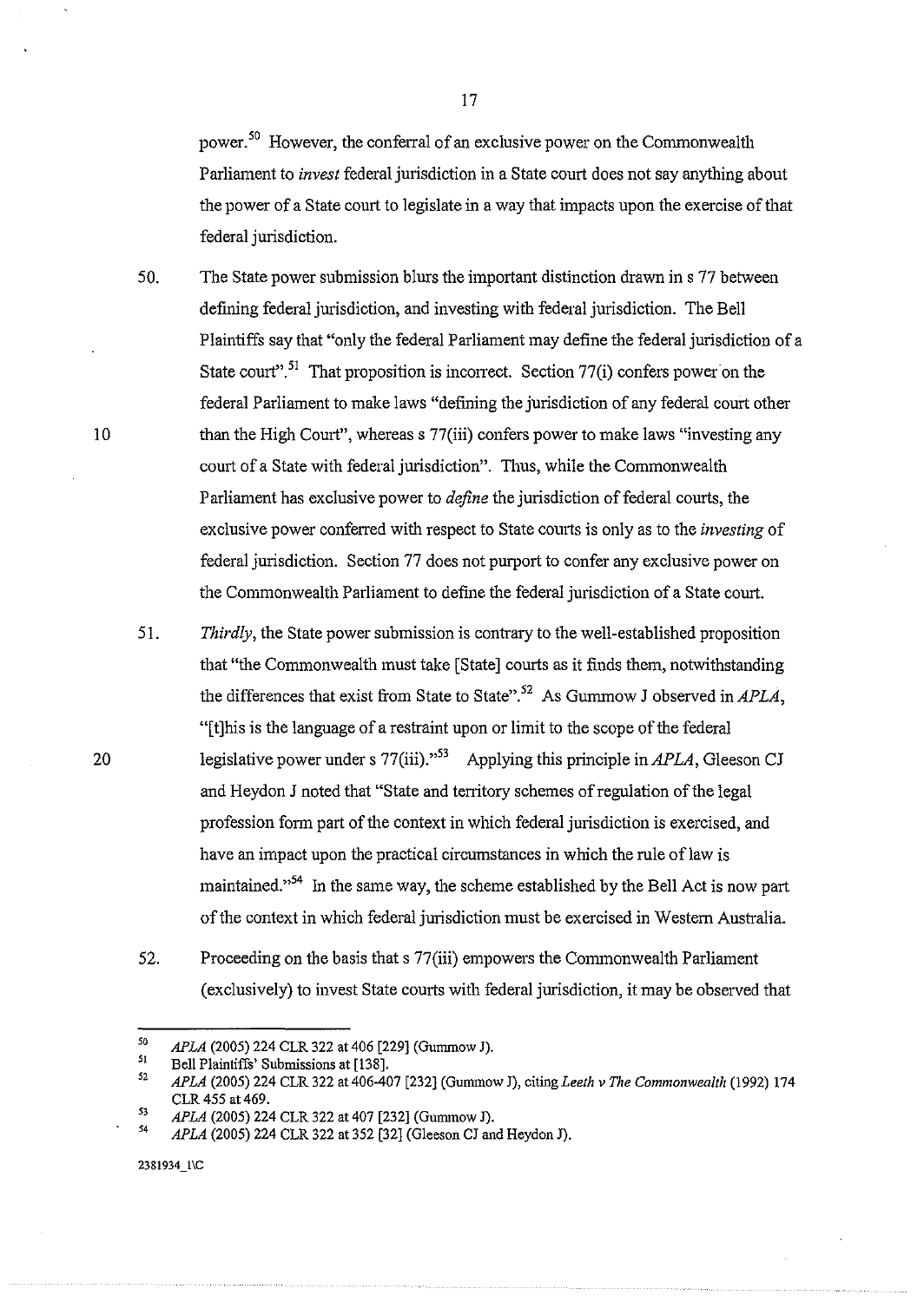power.[50] However, the conferral of an exclusive power on the Commonwealth Parliament to *invest* federal jurisdiction in a State court does not say anything about the power of a State court to legislate in a way that impacts upon the exercise of that federal jurisdiction.

50. The State power submission blurs the important distinction drawn in s 77 between defining federal jurisdiction, and investing with federal jurisdiction. The Bell Plaintiffs say that "only the federal Parliament may define the federal jurisdiction of a State court".[51] That proposition is incorrect. Section 77(i) confers power on the federal Parliament to make laws "defining the jurisdiction of any federal court other than the High Court", whereas s 77(iii) confers power to make laws "investing any court of a State with federal jurisdiction". Thus, while the Commonwealth Parliament has exclusive power to *define* the jurisdiction of federal courts, the exclusive power conferred with respect to State courts is only as to the *investing* of federal jurisdiction. Section 77 does not purport to confer any exclusive power on the Commonwealth Parliament to define the federal jurisdiction of a State court.

51. *Thirdly*, the State power submission is contrary to the well-established proposition that "the Commonwealth must take [State] courts as it finds them, notwithstanding the differences that exist from State to State".[52] As Gummow J observed in *APLA*, "[t]his is the language of a restraint upon or limit to the scope of the federal legislative power under s 77(iii)."[53] Applying this principle in *APLA*, Gleeson CJ and Heydon J noted that "State and territory schemes of regulation of the legal profession form part of the context in which federal jurisdiction is exercised, and have an impact upon the practical circumstances in which the rule of law is maintained."[54] In the same way, the scheme established by the Bell Act is now part of the context in which federal jurisdiction must be exercised in Western Australia.

52. Proceeding on the basis that s 77(iii) empowers the Commonwealth Parliament (exclusively) to invest State courts with federal jurisdiction, it may be observed that

---

[50] *APLA* (2005) 224 CLR 322 at 406 [229] (Gummow J).

[51] Bell Plaintiffs' Submissions at [138].

[52] *APLA* (2005) 224 CLR 322 at 406-407 [232] (Gummow J), citing *Leeth v The Commonwealth* (1992) 174 CLR 455 at 469.

[53] *APLA* (2005) 224 CLR 322 at 407 [232] (Gummow J).

[54] *APLA* (2005) 224 CLR 322 at 352 [32] (Gleeson CJ and Heydon J).

2381934_1\C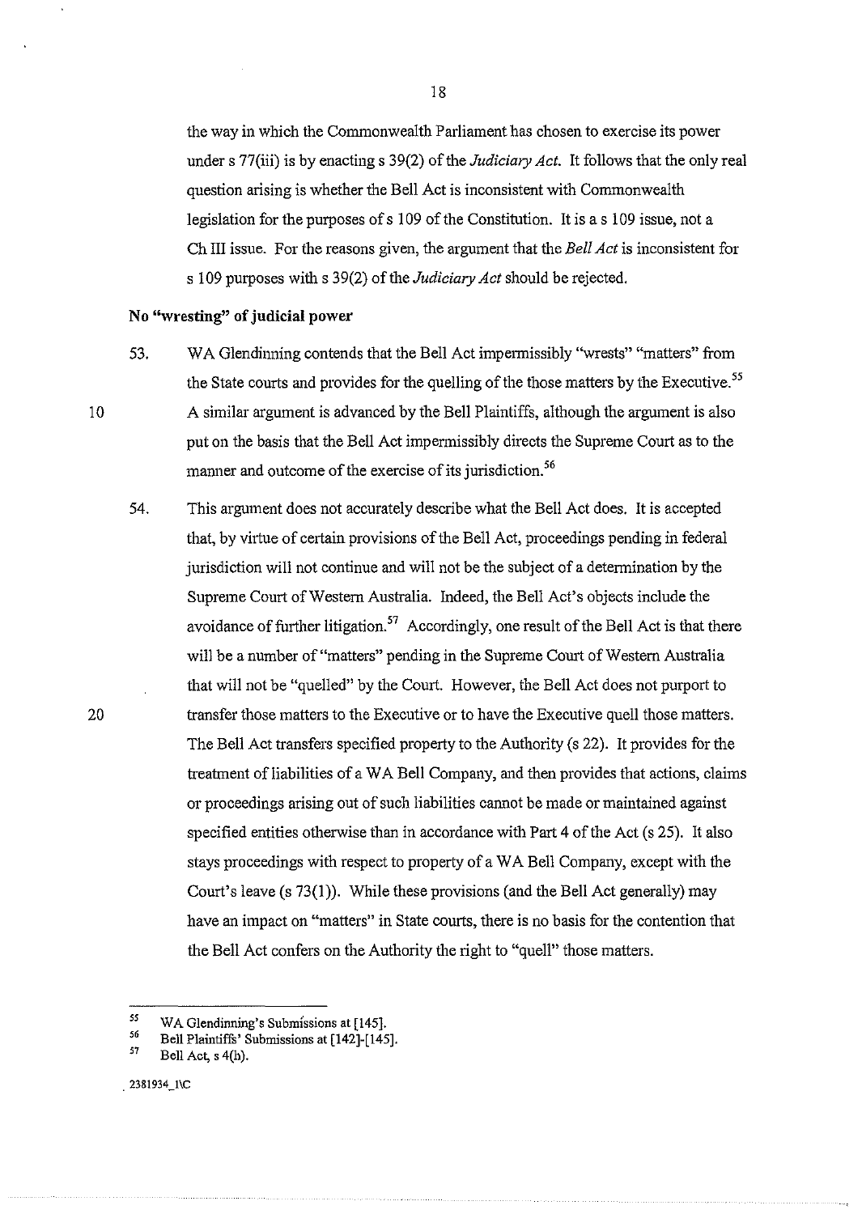the way in which the Commonwealth Parliament has chosen to exercise its power under s 77(iii) is by enacting s 39(2) of the *Judiciary Act*. It follows that the only real question arising is whether the Bell Act is inconsistent with Commonwealth legislation for the purposes of s 109 of the Constitution. It is a s 109 issue, not a Ch III issue. For the reasons given, the argument that the *Bell Act* is inconsistent for s 109 purposes with s 39(2) of the *Judiciary Act* should be rejected.

**No "wresting" of judicial power**

53. WA Glendinning contends that the Bell Act impermissibly "wrests" "matters" from the State courts and provides for the quelling of the those matters by the Executive.[55] A similar argument is advanced by the Bell Plaintiffs, although the argument is also put on the basis that the Bell Act impermissibly directs the Supreme Court as to the manner and outcome of the exercise of its jurisdiction.[56]

54. This argument does not accurately describe what the Bell Act does. It is accepted that, by virtue of certain provisions of the Bell Act, proceedings pending in federal jurisdiction will not continue and will not be the subject of a determination by the Supreme Court of Western Australia. Indeed, the Bell Act's objects include the avoidance of further litigation.[57] Accordingly, one result of the Bell Act is that there will be a number of "matters" pending in the Supreme Court of Western Australia that will not be "quelled" by the Court. However, the Bell Act does not purport to transfer those matters to the Executive or to have the Executive quell those matters. The Bell Act transfers specified property to the Authority (s 22). It provides for the treatment of liabilities of a WA Bell Company, and then provides that actions, claims or proceedings arising out of such liabilities cannot be made or maintained against specified entities otherwise than in accordance with Part 4 of the Act (s 25). It also stays proceedings with respect to property of a WA Bell Company, except with the Court's leave (s 73(1)). While these provisions (and the Bell Act generally) may have an impact on "matters" in State courts, there is no basis for the contention that the Bell Act confers on the Authority the right to "quell" those matters.

---

[55] WA Glendinning's Submissions at [145].

[56] Bell Plaintiffs' Submissions at [142]-[145].

[57] Bell Act, s 4(h).

2381934_1\C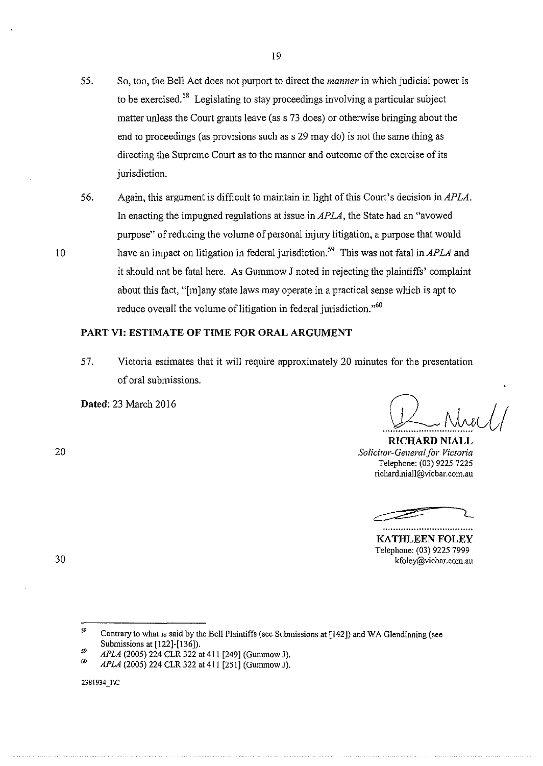55. So, too, the Bell Act does not purport to direct the *manner* in which judicial power is to be exercised.[58] Legislating to stay proceedings involving a particular subject matter unless the Court grants leave (as s 73 does) or otherwise bringing about the end to proceedings (as provisions such as s 29 may do) is not the same thing as directing the Supreme Court as to the manner and outcome of the exercise of its jurisdiction.

56. Again, this argument is difficult to maintain in light of this Court's decision in *APLA*. In enacting the impugned regulations at issue in *APLA*, the State had an "avowed purpose" of reducing the volume of personal injury litigation, a purpose that would have an impact on litigation in federal jurisdiction.[59] This was not fatal in *APLA* and it should not be fatal here. As Gummow J noted in rejecting the plaintiffs' complaint about this fact, "[m]any state laws may operate in a practical sense which is apt to reduce overall the volume of litigation in federal jurisdiction."[60]

## PART VI: ESTIMATE OF TIME FOR ORAL ARGUMENT

57. Victoria estimates that it will require approximately 20 minutes for the presentation of oral submissions.

**Dated:** 23 March 2016

**RICHARD NIALL**
*Solicitor-General for Victoria*
Telephone: (03) 9225 7225
richard.niall@vicbar.com.au

**KATHLEEN FOLEY**
Telephone: (03) 9225 7999
kfoley@vicbar.com.au

---

[58] Contrary to what is said by the Bell Plaintiffs (see Submissions at [142]) and WA Glendinning (see Submissions at [122]-[136]).

[59] *APLA* (2005) 224 CLR 322 at 411 [249] (Gummow J).

[60] *APLA* (2005) 224 CLR 322 at 411 [251] (Gummow J).

2381934_1\C